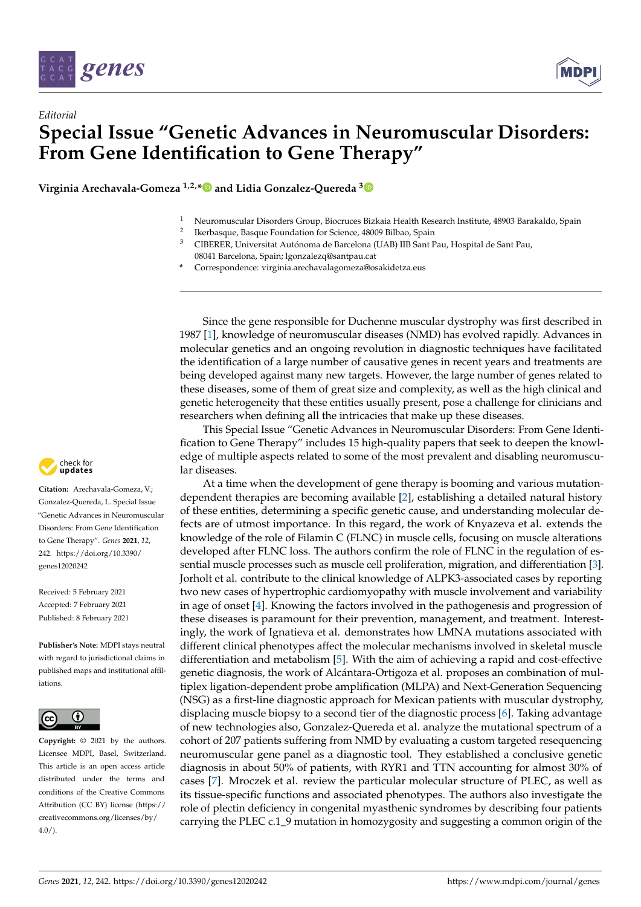*Editorial*

# Special Issue "Genetic Advances in Neuromuscular Disorders: From Gene Identification to Gene Therapy"

**Virginia Arechavala-Gomeza [1,2,*] and Lidia Gonzalez-Quereda [3]**

[1] Neuromuscular Disorders Group, Biocruces Bizkaia Health Research Institute, 48903 Barakaldo, Spain
[2] Ikerbasque, Basque Foundation for Science, 48009 Bilbao, Spain
[3] CIBERER, Universitat Autónoma de Barcelona (UAB) IIB Sant Pau, Hospital de Sant Pau, 08041 Barcelona, Spain; lgonzalezq@santpau.cat
* Correspondence: virginia.arechavalagomeza@osakidetza.eus

**Citation:** Arechavala-Gomeza, V.; Gonzalez-Quereda, L. Special Issue "Genetic Advances in Neuromuscular Disorders: From Gene Identification to Gene Therapy". *Genes* **2021**, *12*, 242. https://doi.org/10.3390/genes12020242

Received: 5 February 2021
Accepted: 7 February 2021
Published: 8 February 2021

**Publisher's Note:** MDPI stays neutral with regard to jurisdictional claims in published maps and institutional affiliations.

**Copyright:** © 2021 by the authors. Licensee MDPI, Basel, Switzerland. This article is an open access article distributed under the terms and conditions of the Creative Commons Attribution (CC BY) license (https://creativecommons.org/licenses/by/4.0/).

Since the gene responsible for Duchenne muscular dystrophy was first described in 1987 [1], knowledge of neuromuscular diseases (NMD) has evolved rapidly. Advances in molecular genetics and an ongoing revolution in diagnostic techniques have facilitated the identification of a large number of causative genes in recent years and treatments are being developed against many new targets. However, the large number of genes related to these diseases, some of them of great size and complexity, as well as the high clinical and genetic heterogeneity that these entities usually present, pose a challenge for clinicians and researchers when defining all the intricacies that make up these diseases.

This Special Issue "Genetic Advances in Neuromuscular Disorders: From Gene Identification to Gene Therapy" includes 15 high-quality papers that seek to deepen the knowledge of multiple aspects related to some of the most prevalent and disabling neuromuscular diseases.

At a time when the development of gene therapy is booming and various mutation-dependent therapies are becoming available [2], establishing a detailed natural history of these entities, determining a specific genetic cause, and understanding molecular defects are of utmost importance. In this regard, the work of Knyazeva et al. extends the knowledge of the role of Filamin C (FLNC) in muscle cells, focusing on muscle alterations developed after FLNC loss. The authors confirm the role of FLNC in the regulation of essential muscle processes such as muscle cell proliferation, migration, and differentiation [3]. Jorholt et al. contribute to the clinical knowledge of ALPK3-associated cases by reporting two new cases of hypertrophic cardiomyopathy with muscle involvement and variability in age of onset [4]. Knowing the factors involved in the pathogenesis and progression of these diseases is paramount for their prevention, management, and treatment. Interestingly, the work of Ignatieva et al. demonstrates how LMNA mutations associated with different clinical phenotypes affect the molecular mechanisms involved in skeletal muscle differentiation and metabolism [5]. With the aim of achieving a rapid and cost-effective genetic diagnosis, the work of Alcántara-Ortigoza et al. proposes an combination of multiplex ligation-dependent probe amplification (MLPA) and Next-Generation Sequencing (NSG) as a first-line diagnostic approach for Mexican patients with muscular dystrophy, displacing muscle biopsy to a second tier of the diagnostic process [6]. Taking advantage of new technologies also, Gonzalez-Quereda et al. analyze the mutational spectrum of a cohort of 207 patients suffering from NMD by evaluating a custom targeted resequencing neuromuscular gene panel as a diagnostic tool. They established a conclusive genetic diagnosis in about 50% of patients, with RYR1 and TTN accounting for almost 30% of cases [7]. Mroczek et al. review the particular molecular structure of PLEC, as well as its tissue-specific functions and associated phenotypes. The authors also investigate the role of plectin deficiency in congenital myasthenic syndromes by describing four patients carrying the PLEC c.1_9 mutation in homozygosity and suggesting a common origin of the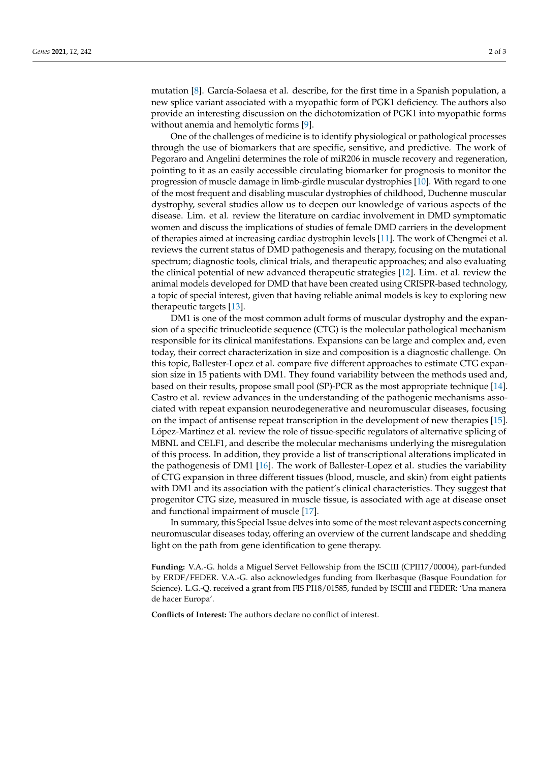mutation [8]. García-Solaesa et al. describe, for the first time in a Spanish population, a new splice variant associated with a myopathic form of PGK1 deficiency. The authors also provide an interesting discussion on the dichotomization of PGK1 into myopathic forms without anemia and hemolytic forms [9].

One of the challenges of medicine is to identify physiological or pathological processes through the use of biomarkers that are specific, sensitive, and predictive. The work of Pegoraro and Angelini determines the role of miR206 in muscle recovery and regeneration, pointing to it as an easily accessible circulating biomarker for prognosis to monitor the progression of muscle damage in limb-girdle muscular dystrophies [10]. With regard to one of the most frequent and disabling muscular dystrophies of childhood, Duchenne muscular dystrophy, several studies allow us to deepen our knowledge of various aspects of the disease. Lim. et al. review the literature on cardiac involvement in DMD symptomatic women and discuss the implications of studies of female DMD carriers in the development of therapies aimed at increasing cardiac dystrophin levels [11]. The work of Chengmei et al. reviews the current status of DMD pathogenesis and therapy, focusing on the mutational spectrum; diagnostic tools, clinical trials, and therapeutic approaches; and also evaluating the clinical potential of new advanced therapeutic strategies [12]. Lim. et al. review the animal models developed for DMD that have been created using CRISPR-based technology, a topic of special interest, given that having reliable animal models is key to exploring new therapeutic targets [13].

DM1 is one of the most common adult forms of muscular dystrophy and the expansion of a specific trinucleotide sequence (CTG) is the molecular pathological mechanism responsible for its clinical manifestations. Expansions can be large and complex and, even today, their correct characterization in size and composition is a diagnostic challenge. On this topic, Ballester-Lopez et al. compare five different approaches to estimate CTG expansion size in 15 patients with DM1. They found variability between the methods used and, based on their results, propose small pool (SP)-PCR as the most appropriate technique [14]. Castro et al. review advances in the understanding of the pathogenic mechanisms associated with repeat expansion neurodegenerative and neuromuscular diseases, focusing on the impact of antisense repeat transcription in the development of new therapies [15]. López-Martinez et al. review the role of tissue-specific regulators of alternative splicing of MBNL and CELF1, and describe the molecular mechanisms underlying the misregulation of this process. In addition, they provide a list of transcriptional alterations implicated in the pathogenesis of DM1 [16]. The work of Ballester-Lopez et al. studies the variability of CTG expansion in three different tissues (blood, muscle, and skin) from eight patients with DM1 and its association with the patient's clinical characteristics. They suggest that progenitor CTG size, measured in muscle tissue, is associated with age at disease onset and functional impairment of muscle [17].

In summary, this Special Issue delves into some of the most relevant aspects concerning neuromuscular diseases today, offering an overview of the current landscape and shedding light on the path from gene identification to gene therapy.

**Funding:** V.A.-G. holds a Miguel Servet Fellowship from the ISCIII (CPII17/00004), part-funded by ERDF/FEDER. V.A.-G. also acknowledges funding from Ikerbasque (Basque Foundation for Science). L.G.-Q. received a grant from FIS PI18/01585, funded by ISCIII and FEDER: 'Una manera de hacer Europa'.

**Conflicts of Interest:** The authors declare no conflict of interest.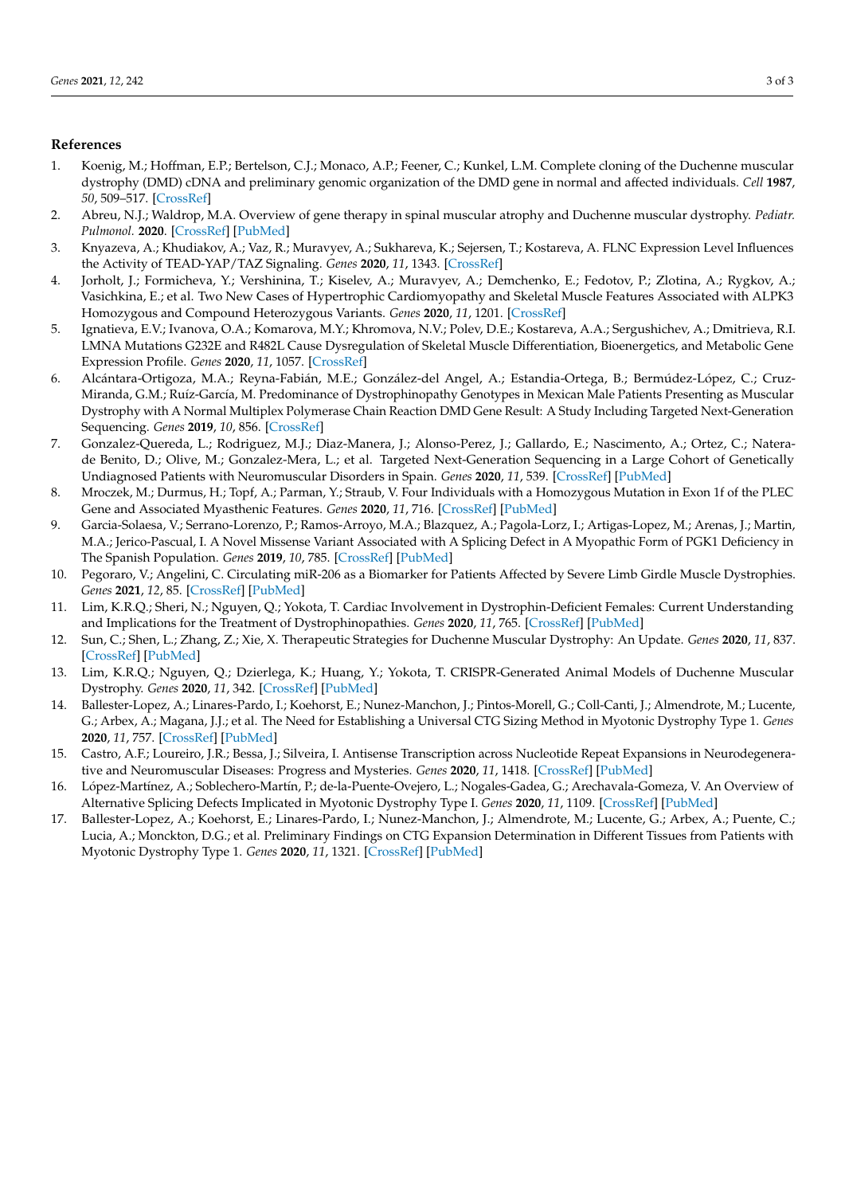## References

1. Koenig, M.; Hoffman, E.P.; Bertelson, C.J.; Monaco, A.P.; Feener, C.; Kunkel, L.M. Complete cloning of the Duchenne muscular dystrophy (DMD) cDNA and preliminary genomic organization of the DMD gene in normal and affected individuals. *Cell* **1987**, *50*, 509–517. [CrossRef]
2. Abreu, N.J.; Waldrop, M.A. Overview of gene therapy in spinal muscular atrophy and Duchenne muscular dystrophy. *Pediatr. Pulmonol.* **2020**. [CrossRef] [PubMed]
3. Knyazeva, A.; Khudiakov, A.; Vaz, R.; Muravyev, A.; Sukhareva, K.; Sejersen, T.; Kostareva, A. FLNC Expression Level Influences the Activity of TEAD-YAP/TAZ Signaling. *Genes* **2020**, *11*, 1343. [CrossRef]
4. Jorholt, J.; Formicheva, Y.; Vershinina, T.; Kiselev, A.; Muravyev, A.; Demchenko, E.; Fedotov, P.; Zlotina, A.; Rygkov, A.; Vasichkina, E.; et al. Two New Cases of Hypertrophic Cardiomyopathy and Skeletal Muscle Features Associated with ALPK3 Homozygous and Compound Heterozygous Variants. *Genes* **2020**, *11*, 1201. [CrossRef]
5. Ignatieva, E.V.; Ivanova, O.A.; Komarova, M.Y.; Khromova, N.V.; Polev, D.E.; Kostareva, A.A.; Sergushichev, A.; Dmitrieva, R.I. LMNA Mutations G232E and R482L Cause Dysregulation of Skeletal Muscle Differentiation, Bioenergetics, and Metabolic Gene Expression Profile. *Genes* **2020**, *11*, 1057. [CrossRef]
6. Alcántara-Ortigoza, M.A.; Reyna-Fabián, M.E.; González-del Angel, A.; Estandia-Ortega, B.; Bermúdez-López, C.; Cruz-Miranda, G.M.; Ruíz-García, M. Predominance of Dystrophinopathy Genotypes in Mexican Male Patients Presenting as Muscular Dystrophy with A Normal Multiplex Polymerase Chain Reaction DMD Gene Result: A Study Including Targeted Next-Generation Sequencing. *Genes* **2019**, *10*, 856. [CrossRef]
7. Gonzalez-Quereda, L.; Rodriguez, M.J.; Diaz-Manera, J.; Alonso-Perez, J.; Gallardo, E.; Nascimento, A.; Ortez, C.; Natera-de Benito, D.; Olive, M.; Gonzalez-Mera, L.; et al. Targeted Next-Generation Sequencing in a Large Cohort of Genetically Undiagnosed Patients with Neuromuscular Disorders in Spain. *Genes* **2020**, *11*, 539. [CrossRef] [PubMed]
8. Mroczek, M.; Durmus, H.; Topf, A.; Parman, Y.; Straub, V. Four Individuals with a Homozygous Mutation in Exon 1f of the PLEC Gene and Associated Myasthenic Features. *Genes* **2020**, *11*, 716. [CrossRef] [PubMed]
9. Garcia-Solaesa, V.; Serrano-Lorenzo, P.; Ramos-Arroyo, M.A.; Blazquez, A.; Pagola-Lorz, I.; Artigas-Lopez, M.; Arenas, J.; Martin, M.A.; Jerico-Pascual, I. A Novel Missense Variant Associated with A Splicing Defect in A Myopathic Form of PGK1 Deficiency in The Spanish Population. *Genes* **2019**, *10*, 785. [CrossRef] [PubMed]
10. Pegoraro, V.; Angelini, C. Circulating miR-206 as a Biomarker for Patients Affected by Severe Limb Girdle Muscle Dystrophies. *Genes* **2021**, *12*, 85. [CrossRef] [PubMed]
11. Lim, K.R.Q.; Sheri, N.; Nguyen, Q.; Yokota, T. Cardiac Involvement in Dystrophin-Deficient Females: Current Understanding and Implications for the Treatment of Dystrophinopathies. *Genes* **2020**, *11*, 765. [CrossRef] [PubMed]
12. Sun, C.; Shen, L.; Zhang, Z.; Xie, X. Therapeutic Strategies for Duchenne Muscular Dystrophy: An Update. *Genes* **2020**, *11*, 837. [CrossRef] [PubMed]
13. Lim, K.R.Q.; Nguyen, Q.; Dzierlega, K.; Huang, Y.; Yokota, T. CRISPR-Generated Animal Models of Duchenne Muscular Dystrophy. *Genes* **2020**, *11*, 342. [CrossRef] [PubMed]
14. Ballester-Lopez, A.; Linares-Pardo, I.; Koehorst, E.; Nunez-Manchon, J.; Pintos-Morell, G.; Coll-Canti, J.; Almendrote, M.; Lucente, G.; Arbex, A.; Magana, J.J.; et al. The Need for Establishing a Universal CTG Sizing Method in Myotonic Dystrophy Type 1. *Genes* **2020**, *11*, 757. [CrossRef] [PubMed]
15. Castro, A.F.; Loureiro, J.R.; Bessa, J.; Silveira, I. Antisense Transcription across Nucleotide Repeat Expansions in Neurodegenerative and Neuromuscular Diseases: Progress and Mysteries. *Genes* **2020**, *11*, 1418. [CrossRef] [PubMed]
16. López-Martínez, A.; Soblechero-Martín, P.; de-la-Puente-Ovejero, L.; Nogales-Gadea, G.; Arechavala-Gomeza, V. An Overview of Alternative Splicing Defects Implicated in Myotonic Dystrophy Type I. *Genes* **2020**, *11*, 1109. [CrossRef] [PubMed]
17. Ballester-Lopez, A.; Koehorst, E.; Linares-Pardo, I.; Nunez-Manchon, J.; Almendrote, M.; Lucente, G.; Arbex, A.; Puente, C.; Lucia, A.; Monckton, D.G.; et al. Preliminary Findings on CTG Expansion Determination in Different Tissues from Patients with Myotonic Dystrophy Type 1. *Genes* **2020**, *11*, 1321. [CrossRef] [PubMed]